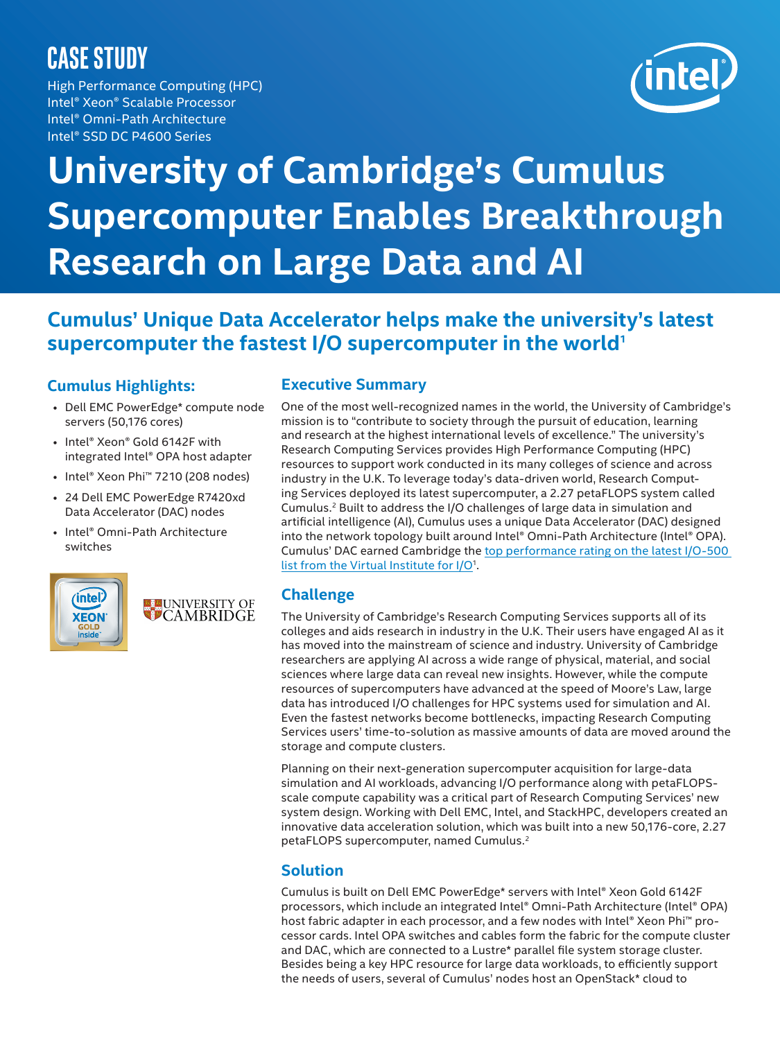# CASE STUDY

High Performance Computing (HPC)
Intel® Xeon® Scalable Processor
Intel® Omni-Path Architecture
Intel® SSD DC P4600 Series

# University of Cambridge's Cumulus Supercomputer Enables Breakthrough Research on Large Data and AI

## Cumulus' Unique Data Accelerator helps make the university's latest supercomputer the fastest I/O supercomputer in the world[1]

### Cumulus Highlights:

- Dell EMC PowerEdge* compute node servers (50,176 cores)
- Intel® Xeon® Gold 6142F with integrated Intel® OPA host adapter
- Intel® Xeon Phi™ 7210 (208 nodes)
- 24 Dell EMC PowerEdge R7420xd Data Accelerator (DAC) nodes
- Intel® Omni-Path Architecture switches

### Executive Summary

One of the most well-recognized names in the world, the University of Cambridge's mission is to "contribute to society through the pursuit of education, learning and research at the highest international levels of excellence." The university's Research Computing Services provides High Performance Computing (HPC) resources to support work conducted in its many colleges of science and across industry in the U.K. To leverage today's data-driven world, Research Computing Services deployed its latest supercomputer, a 2.27 petaFLOPS system called Cumulus.[2] Built to address the I/O challenges of large data in simulation and artificial intelligence (AI), Cumulus uses a unique Data Accelerator (DAC) designed into the network topology built around Intel® Omni-Path Architecture (Intel® OPA). Cumulus' DAC earned Cambridge the top performance rating on the latest I/O-500 list from the Virtual Institute for I/O[1].

### Challenge

The University of Cambridge's Research Computing Services supports all of its colleges and aids research in industry in the U.K. Their users have engaged AI as it has moved into the mainstream of science and industry. University of Cambridge researchers are applying AI across a wide range of physical, material, and social sciences where large data can reveal new insights. However, while the compute resources of supercomputers have advanced at the speed of Moore's Law, large data has introduced I/O challenges for HPC systems used for simulation and AI. Even the fastest networks become bottlenecks, impacting Research Computing Services users' time-to-solution as massive amounts of data are moved around the storage and compute clusters.

Planning on their next-generation supercomputer acquisition for large-data simulation and AI workloads, advancing I/O performance along with petaFLOPS-scale compute capability was a critical part of Research Computing Services' new system design. Working with Dell EMC, Intel, and StackHPC, developers created an innovative data acceleration solution, which was built into a new 50,176-core, 2.27 petaFLOPS supercomputer, named Cumulus.[2]

### Solution

Cumulus is built on Dell EMC PowerEdge* servers with Intel® Xeon Gold 6142F processors, which include an integrated Intel® Omni-Path Architecture (Intel® OPA) host fabric adapter in each processor, and a few nodes with Intel® Xeon Phi™ processor cards. Intel OPA switches and cables form the fabric for the compute cluster and DAC, which are connected to a Lustre* parallel file system storage cluster. Besides being a key HPC resource for large data workloads, to efficiently support the needs of users, several of Cumulus' nodes host an OpenStack* cloud to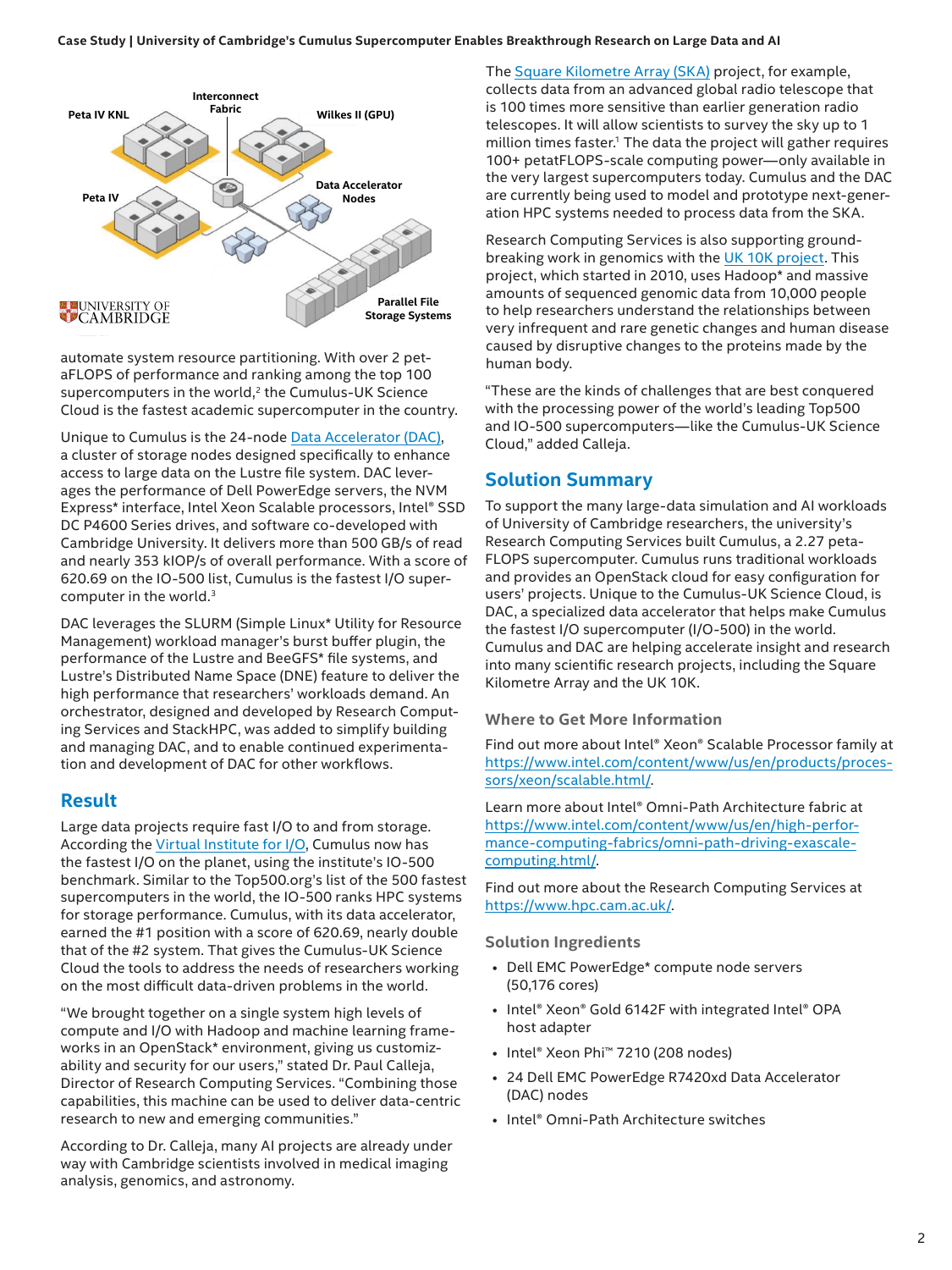automate system resource partitioning. With over 2 petaFLOPS of performance and ranking among the top 100 supercomputers in the world,[2] the Cumulus-UK Science Cloud is the fastest academic supercomputer in the country.

Unique to Cumulus is the 24-node Data Accelerator (DAC), a cluster of storage nodes designed specifically to enhance access to large data on the Lustre file system. DAC leverages the performance of Dell PowerEdge servers, the NVM Express* interface, Intel Xeon Scalable processors, Intel® SSD DC P4600 Series drives, and software co-developed with Cambridge University. It delivers more than 500 GB/s of read and nearly 353 kIOP/s of overall performance. With a score of 620.69 on the IO-500 list, Cumulus is the fastest I/O supercomputer in the world.[3]

DAC leverages the SLURM (Simple Linux* Utility for Resource Management) workload manager's burst buffer plugin, the performance of the Lustre and BeeGFS* file systems, and Lustre's Distributed Name Space (DNE) feature to deliver the high performance that researchers' workloads demand. An orchestrator, designed and developed by Research Computing Services and StackHPC, was added to simplify building and managing DAC, and to enable continued experimentation and development of DAC for other workflows.

## Result

Large data projects require fast I/O to and from storage. According the Virtual Institute for I/O, Cumulus now has the fastest I/O on the planet, using the institute's IO-500 benchmark. Similar to the Top500.org's list of the 500 fastest supercomputers in the world, the IO-500 ranks HPC systems for storage performance. Cumulus, with its data accelerator, earned the #1 position with a score of 620.69, nearly double that of the #2 system. That gives the Cumulus-UK Science Cloud the tools to address the needs of researchers working on the most difficult data-driven problems in the world.

"We brought together on a single system high levels of compute and I/O with Hadoop and machine learning frameworks in an OpenStack* environment, giving us customizability and security for our users," stated Dr. Paul Calleja, Director of Research Computing Services. "Combining those capabilities, this machine can be used to deliver data-centric research to new and emerging communities."

According to Dr. Calleja, many AI projects are already under way with Cambridge scientists involved in medical imaging analysis, genomics, and astronomy.

The Square Kilometre Array (SKA) project, for example, collects data from an advanced global radio telescope that is 100 times more sensitive than earlier generation radio telescopes. It will allow scientists to survey the sky up to 1 million times faster.[1] The data the project will gather requires 100+ petatFLOPS-scale computing power—only available in the very largest supercomputers today. Cumulus and the DAC are currently being used to model and prototype next-generation HPC systems needed to process data from the SKA.

Research Computing Services is also supporting groundbreaking work in genomics with the UK 10K project. This project, which started in 2010, uses Hadoop* and massive amounts of sequenced genomic data from 10,000 people to help researchers understand the relationships between very infrequent and rare genetic changes and human disease caused by disruptive changes to the proteins made by the human body.

"These are the kinds of challenges that are best conquered with the processing power of the world's leading Top500 and IO-500 supercomputers—like the Cumulus-UK Science Cloud," added Calleja.

## Solution Summary

To support the many large-data simulation and AI workloads of University of Cambridge researchers, the university's Research Computing Services built Cumulus, a 2.27 petaFLOPS supercomputer. Cumulus runs traditional workloads and provides an OpenStack cloud for easy configuration for users' projects. Unique to the Cumulus-UK Science Cloud, is DAC, a specialized data accelerator that helps make Cumulus the fastest I/O supercomputer (I/O-500) in the world. Cumulus and DAC are helping accelerate insight and research into many scientific research projects, including the Square Kilometre Array and the UK 10K.

### Where to Get More Information

Find out more about Intel® Xeon® Scalable Processor family at https://www.intel.com/content/www/us/en/products/processors/xeon/scalable.html/.

Learn more about Intel® Omni-Path Architecture fabric at https://www.intel.com/content/www/us/en/high-performance-computing-fabrics/omni-path-driving-exascale-computing.html/.

Find out more about the Research Computing Services at https://www.hpc.cam.ac.uk/.

### Solution Ingredients

- Dell EMC PowerEdge* compute node servers (50,176 cores)
- Intel® Xeon® Gold 6142F with integrated Intel® OPA host adapter
- Intel® Xeon Phi™ 7210 (208 nodes)
- 24 Dell EMC PowerEdge R7420xd Data Accelerator (DAC) nodes
- Intel® Omni-Path Architecture switches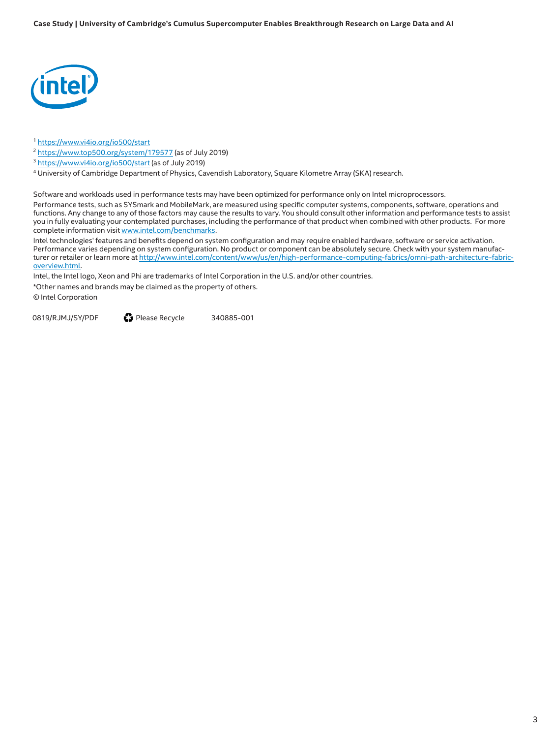[1] https://www.vi4io.org/io500/start

[2] https://www.top500.org/system/179577 (as of July 2019)

[3] https://www.vi4io.org/io500/start (as of July 2019)

[4] University of Cambridge Department of Physics, Cavendish Laboratory, Square Kilometre Array (SKA) research.

Software and workloads used in performance tests may have been optimized for performance only on Intel microprocessors.

Performance tests, such as SYSmark and MobileMark, are measured using specific computer systems, components, software, operations and functions. Any change to any of those factors may cause the results to vary. You should consult other information and performance tests to assist you in fully evaluating your contemplated purchases, including the performance of that product when combined with other products. For more complete information visit www.intel.com/benchmarks.

Intel technologies' features and benefits depend on system configuration and may require enabled hardware, software or service activation. Performance varies depending on system configuration. No product or component can be absolutely secure. Check with your system manufacturer or retailer or learn more at http://www.intel.com/content/www/us/en/high-performance-computing-fabrics/omni-path-architecture-fabric-overview.html.

Intel, the Intel logo, Xeon and Phi are trademarks of Intel Corporation in the U.S. and/or other countries.

*Other names and brands may be claimed as the property of others.

© Intel Corporation

0819/RJMJ/SY/PDF Please Recycle 340885-001